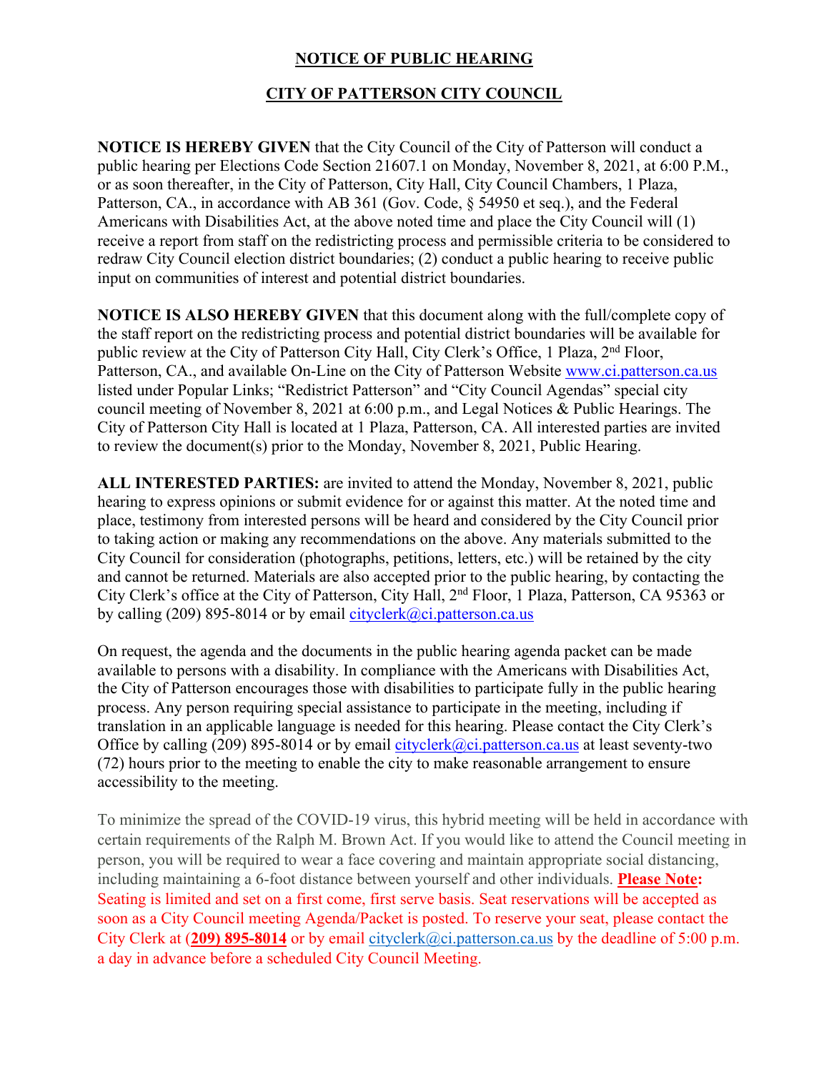# NOTICE OF PUBLIC HEARING

## CITY OF PATTERSON CITY COUNCIL

**NOTICE IS HEREBY GIVEN** that the City Council of the City of Patterson will conduct a public hearing per Elections Code Section 21607.1 on Monday, November 8, 2021, at 6:00 P.M., or as soon thereafter, in the City of Patterson, City Hall, City Council Chambers, 1 Plaza, Patterson, CA., in accordance with AB 361 (Gov. Code, § 54950 et seq.), and the Federal Americans with Disabilities Act, at the above noted time and place the City Council will (1) receive a report from staff on the redistricting process and permissible criteria to be considered to redraw City Council election district boundaries; (2) conduct a public hearing to receive public input on communities of interest and potential district boundaries.

**NOTICE IS ALSO HEREBY GIVEN** that this document along with the full/complete copy of the staff report on the redistricting process and potential district boundaries will be available for public review at the City of Patterson City Hall, City Clerk's Office, 1 Plaza, 2nd Floor, Patterson, CA., and available On-Line on the City of Patterson Website www.ci.patterson.ca.us listed under Popular Links; "Redistrict Patterson" and "City Council Agendas" special city council meeting of November 8, 2021 at 6:00 p.m., and Legal Notices & Public Hearings. The City of Patterson City Hall is located at 1 Plaza, Patterson, CA. All interested parties are invited to review the document(s) prior to the Monday, November 8, 2021, Public Hearing.

**ALL INTERESTED PARTIES:** are invited to attend the Monday, November 8, 2021, public hearing to express opinions or submit evidence for or against this matter. At the noted time and place, testimony from interested persons will be heard and considered by the City Council prior to taking action or making any recommendations on the above. Any materials submitted to the City Council for consideration (photographs, petitions, letters, etc.) will be retained by the city and cannot be returned. Materials are also accepted prior to the public hearing, by contacting the City Clerk's office at the City of Patterson, City Hall, 2nd Floor, 1 Plaza, Patterson, CA 95363 or by calling (209) 895-8014 or by email cityclerk@ci.patterson.ca.us

On request, the agenda and the documents in the public hearing agenda packet can be made available to persons with a disability. In compliance with the Americans with Disabilities Act, the City of Patterson encourages those with disabilities to participate fully in the public hearing process. Any person requiring special assistance to participate in the meeting, including if translation in an applicable language is needed for this hearing. Please contact the City Clerk's Office by calling (209) 895-8014 or by email cityclerk@ci.patterson.ca.us at least seventy-two (72) hours prior to the meeting to enable the city to make reasonable arrangement to ensure accessibility to the meeting.

To minimize the spread of the COVID-19 virus, this hybrid meeting will be held in accordance with certain requirements of the Ralph M. Brown Act. If you would like to attend the Council meeting in person, you will be required to wear a face covering and maintain appropriate social distancing, including maintaining a 6-foot distance between yourself and other individuals. **Please Note:** Seating is limited and set on a first come, first serve basis. Seat reservations will be accepted as soon as a City Council meeting Agenda/Packet is posted. To reserve your seat, please contact the City Clerk at (**209) 895-8014** or by email cityclerk@ci.patterson.ca.us by the deadline of 5:00 p.m. a day in advance before a scheduled City Council Meeting.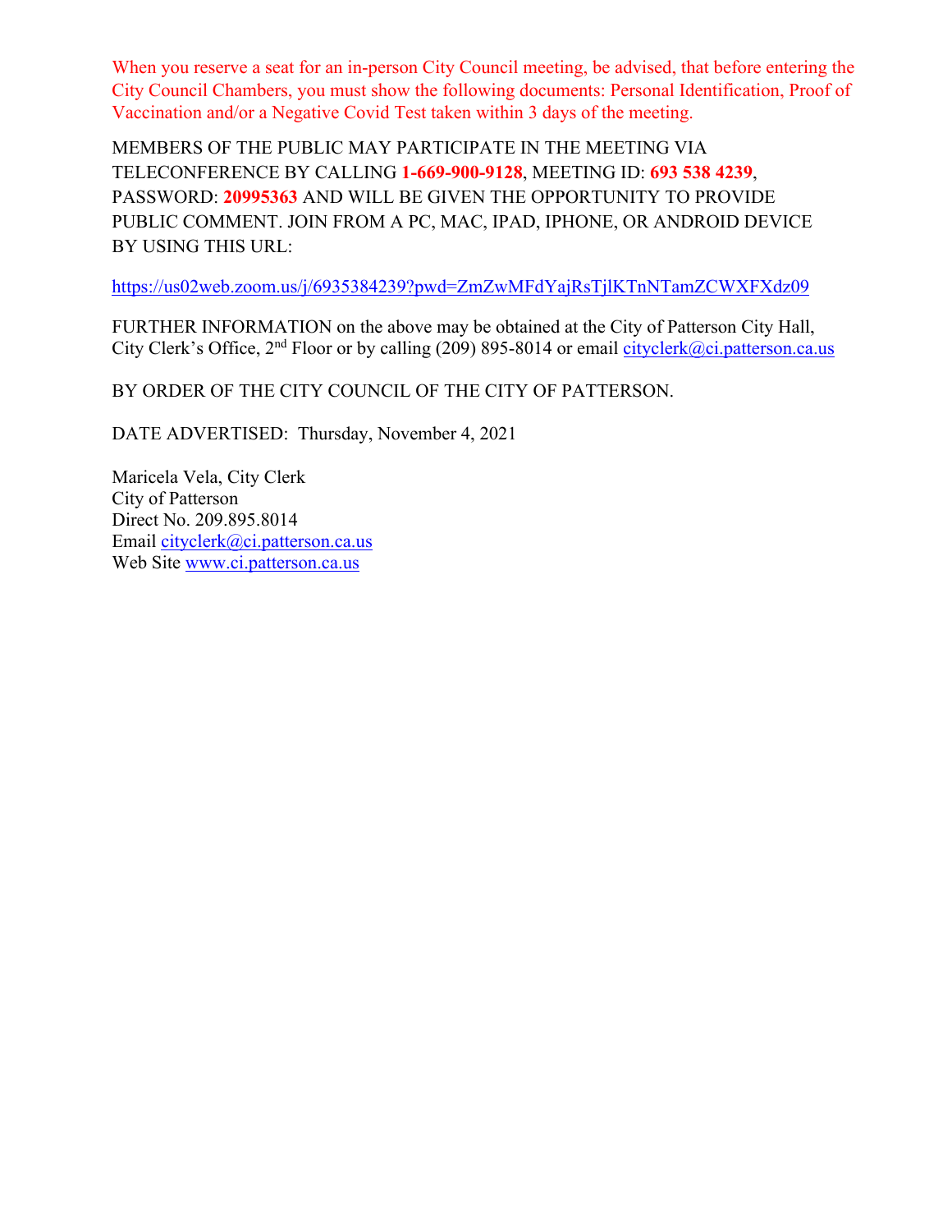When you reserve a seat for an in-person City Council meeting, be advised, that before entering the City Council Chambers, you must show the following documents: Personal Identification, Proof of Vaccination and/or a Negative Covid Test taken within 3 days of the meeting.

MEMBERS OF THE PUBLIC MAY PARTICIPATE IN THE MEETING VIA TELECONFERENCE BY CALLING **1-669-900-9128**, MEETING ID: **693 538 4239**, PASSWORD: **20995363** AND WILL BE GIVEN THE OPPORTUNITY TO PROVIDE PUBLIC COMMENT. JOIN FROM A PC, MAC, IPAD, IPHONE, OR ANDROID DEVICE BY USING THIS URL:

https://us02web.zoom.us/j/6935384239?pwd=ZmZwMFdYajRsTjlKTnNTamZCWXFXdz09

FURTHER INFORMATION on the above may be obtained at the City of Patterson City Hall, City Clerk's Office, 2nd Floor or by calling (209) 895-8014 or email cityclerk@ci.patterson.ca.us

BY ORDER OF THE CITY COUNCIL OF THE CITY OF PATTERSON.

DATE ADVERTISED: Thursday, November 4, 2021

Maricela Vela, City Clerk
City of Patterson
Direct No. 209.895.8014
Email cityclerk@ci.patterson.ca.us
Web Site www.ci.patterson.ca.us